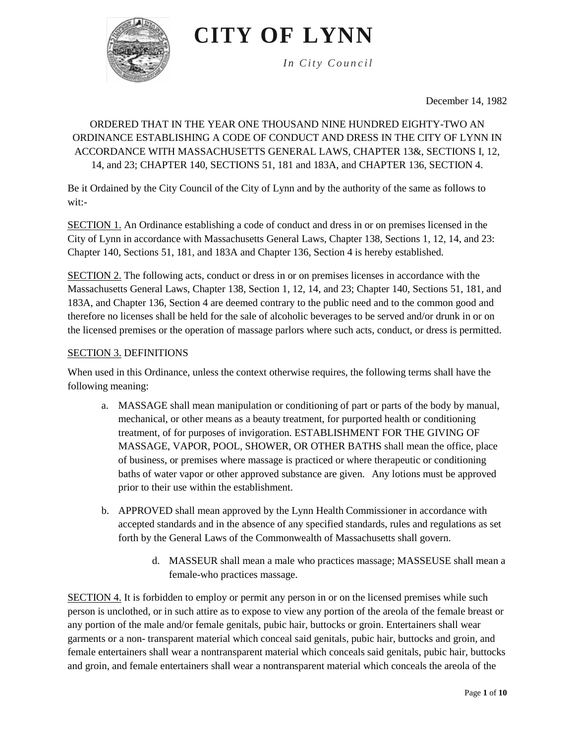# CITY OF LYNN

*In City Council*

December 14, 1982

ORDERED THAT IN THE YEAR ONE THOUSAND NINE HUNDRED EIGHTY-TWO AN ORDINANCE ESTABLISHING A CODE OF CONDUCT AND DRESS IN THE CITY OF LYNN IN ACCORDANCE WITH MASSACHUSETTS GENERAL LAWS, CHAPTER 13&, SECTIONS I, 12, 14, and 23; CHAPTER 140, SECTIONS 51, 181 and 183A, and CHAPTER 136, SECTION 4.

Be it Ordained by the City Council of the City of Lynn and by the authority of the same as follows to wit:-

SECTION 1. An Ordinance establishing a code of conduct and dress in or on premises licensed in the City of Lynn in accordance with Massachusetts General Laws, Chapter 138, Sections 1, 12, 14, and 23: Chapter 140, Sections 51, 181, and 183A and Chapter 136, Section 4 is hereby established.

SECTION 2. The following acts, conduct or dress in or on premises licenses in accordance with the Massachusetts General Laws, Chapter 138, Section 1, 12, 14, and 23; Chapter 140, Sections 51, 181, and 183A, and Chapter 136, Section 4 are deemed contrary to the public need and to the common good and therefore no licenses shall be held for the sale of alcoholic beverages to be served and/or drunk in or on the licensed premises or the operation of massage parlors where such acts, conduct, or dress is permitted.

SECTION 3. DEFINITIONS

When used in this Ordinance, unless the context otherwise requires, the following terms shall have the following meaning:

a. MASSAGE shall mean manipulation or conditioning of part or parts of the body by manual, mechanical, or other means as a beauty treatment, for purported health or conditioning treatment, of for purposes of invigoration. ESTABLISHMENT FOR THE GIVING OF MASSAGE, VAPOR, POOL, SHOWER, OR OTHER BATHS shall mean the office, place of business, or premises where massage is practiced or where therapeutic or conditioning baths of water vapor or other approved substance are given. Any lotions must be approved prior to their use within the establishment.

b. APPROVED shall mean approved by the Lynn Health Commissioner in accordance with accepted standards and in the absence of any specified standards, rules and regulations as set forth by the General Laws of the Commonwealth of Massachusetts shall govern.

d. MASSEUR shall mean a male who practices massage; MASSEUSE shall mean a female-who practices massage.

SECTION 4. It is forbidden to employ or permit any person in or on the licensed premises while such person is unclothed, or in such attire as to expose to view any portion of the areola of the female breast or any portion of the male and/or female genitals, pubic hair, buttocks or groin. Entertainers shall wear garments or a non- transparent material which conceal said genitals, pubic hair, buttocks and groin, and female entertainers shall wear a nontransparent material which conceals said genitals, pubic hair, buttocks and groin, and female entertainers shall wear a nontransparent material which conceals the areola of the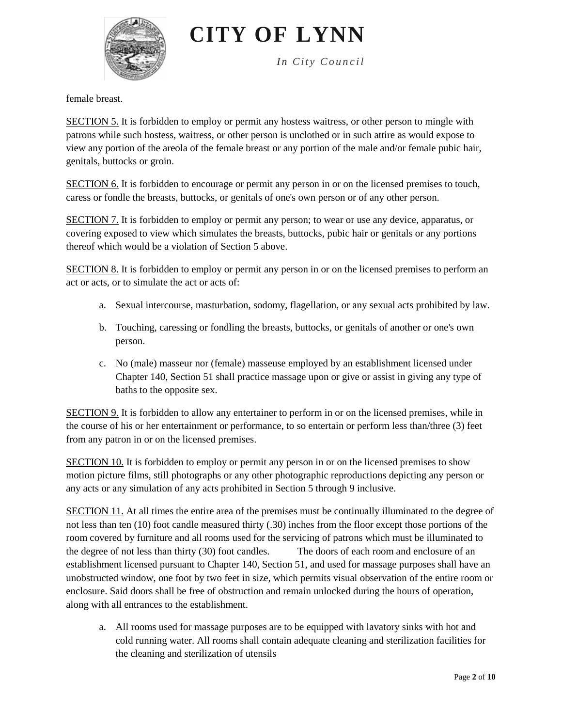female breast.

SECTION 5. It is forbidden to employ or permit any hostess waitress, or other person to mingle with patrons while such hostess, waitress, or other person is unclothed or in such attire as would expose to view any portion of the areola of the female breast or any portion of the male and/or female pubic hair, genitals, buttocks or groin.

SECTION 6. It is forbidden to encourage or permit any person in or on the licensed premises to touch, caress or fondle the breasts, buttocks, or genitals of one's own person or of any other person.

SECTION 7. It is forbidden to employ or permit any person; to wear or use any device, apparatus, or covering exposed to view which simulates the breasts, buttocks, pubic hair or genitals or any portions thereof which would be a violation of Section 5 above.

SECTION 8. It is forbidden to employ or permit any person in or on the licensed premises to perform an act or acts, or to simulate the act or acts of:

a. Sexual intercourse, masturbation, sodomy, flagellation, or any sexual acts prohibited by law.

b. Touching, caressing or fondling the breasts, buttocks, or genitals of another or one's own person.

c. No (male) masseur nor (female) masseuse employed by an establishment licensed under Chapter 140, Section 51 shall practice massage upon or give or assist in giving any type of baths to the opposite sex.

SECTION 9. It is forbidden to allow any entertainer to perform in or on the licensed premises, while in the course of his or her entertainment or performance, to so entertain or perform less than/three (3) feet from any patron in or on the licensed premises.

SECTION 10. It is forbidden to employ or permit any person in or on the licensed premises to show motion picture films, still photographs or any other photographic reproductions depicting any person or any acts or any simulation of any acts prohibited in Section 5 through 9 inclusive.

SECTION 11. At all times the entire area of the premises must be continually illuminated to the degree of not less than ten (10) foot candle measured thirty (.30) inches from the floor except those portions of the room covered by furniture and all rooms used for the servicing of patrons which must be illuminated to the degree of not less than thirty (30) foot candles. The doors of each room and enclosure of an establishment licensed pursuant to Chapter 140, Section 51, and used for massage purposes shall have an unobstructed window, one foot by two feet in size, which permits visual observation of the entire room or enclosure. Said doors shall be free of obstruction and remain unlocked during the hours of operation, along with all entrances to the establishment.

a. All rooms used for massage purposes are to be equipped with lavatory sinks with hot and cold running water. All rooms shall contain adequate cleaning and sterilization facilities for the cleaning and sterilization of utensils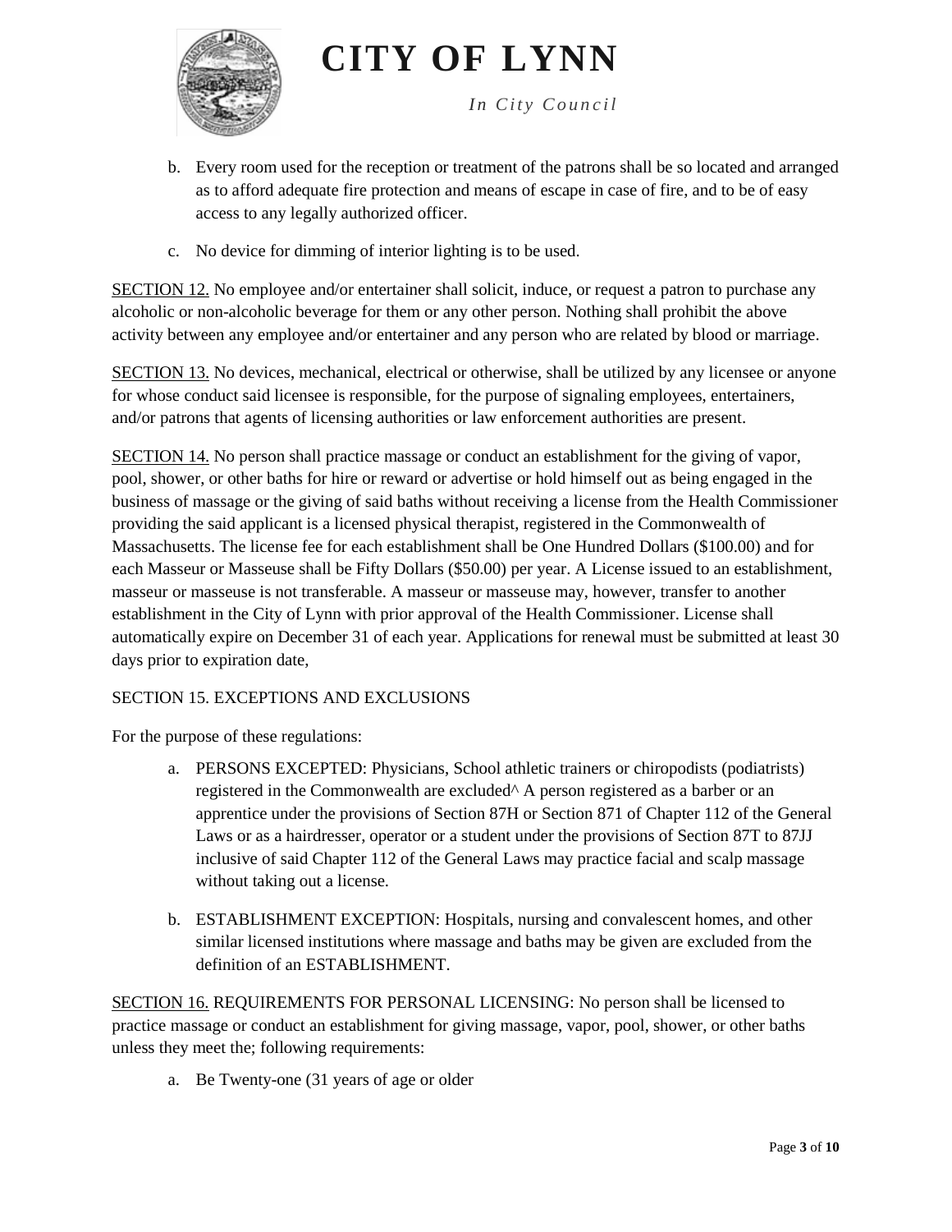b. Every room used for the reception or treatment of the patrons shall be so located and arranged as to afford adequate fire protection and means of escape in case of fire, and to be of easy access to any legally authorized officer.

c. No device for dimming of interior lighting is to be used.

<u>SECTION 12.</u> No employee and/or entertainer shall solicit, induce, or request a patron to purchase any alcoholic or non-alcoholic beverage for them or any other person. Nothing shall prohibit the above activity between any employee and/or entertainer and any person who are related by blood or marriage.

<u>SECTION 13.</u> No devices, mechanical, electrical or otherwise, shall be utilized by any licensee or anyone for whose conduct said licensee is responsible, for the purpose of signaling employees, entertainers, and/or patrons that agents of licensing authorities or law enforcement authorities are present.

<u>SECTION 14.</u> No person shall practice massage or conduct an establishment for the giving of vapor, pool, shower, or other baths for hire or reward or advertise or hold himself out as being engaged in the business of massage or the giving of said baths without receiving a license from the Health Commissioner providing the said applicant is a licensed physical therapist, registered in the Commonwealth of Massachusetts. The license fee for each establishment shall be One Hundred Dollars ($100.00) and for each Masseur or Masseuse shall be Fifty Dollars ($50.00) per year. A License issued to an establishment, masseur or masseuse is not transferable. A masseur or masseuse may, however, transfer to another establishment in the City of Lynn with prior approval of the Health Commissioner. License shall automatically expire on December 31 of each year. Applications for renewal must be submitted at least 30 days prior to expiration date,

SECTION 15. EXCEPTIONS AND EXCLUSIONS

For the purpose of these regulations:

a. PERSONS EXCEPTED: Physicians, School athletic trainers or chiropodists (podiatrists) registered in the Commonwealth are excluded^ A person registered as a barber or an apprentice under the provisions of Section 87H or Section 871 of Chapter 112 of the General Laws or as a hairdresser, operator or a student under the provisions of Section 87T to 87JJ inclusive of said Chapter 112 of the General Laws may practice facial and scalp massage without taking out a license.

b. ESTABLISHMENT EXCEPTION: Hospitals, nursing and convalescent homes, and other similar licensed institutions where massage and baths may be given are excluded from the definition of an ESTABLISHMENT.

<u>SECTION 16.</u> REQUIREMENTS FOR PERSONAL LICENSING: No person shall be licensed to practice massage or conduct an establishment for giving massage, vapor, pool, shower, or other baths unless they meet the; following requirements:

a. Be Twenty-one (31 years of age or older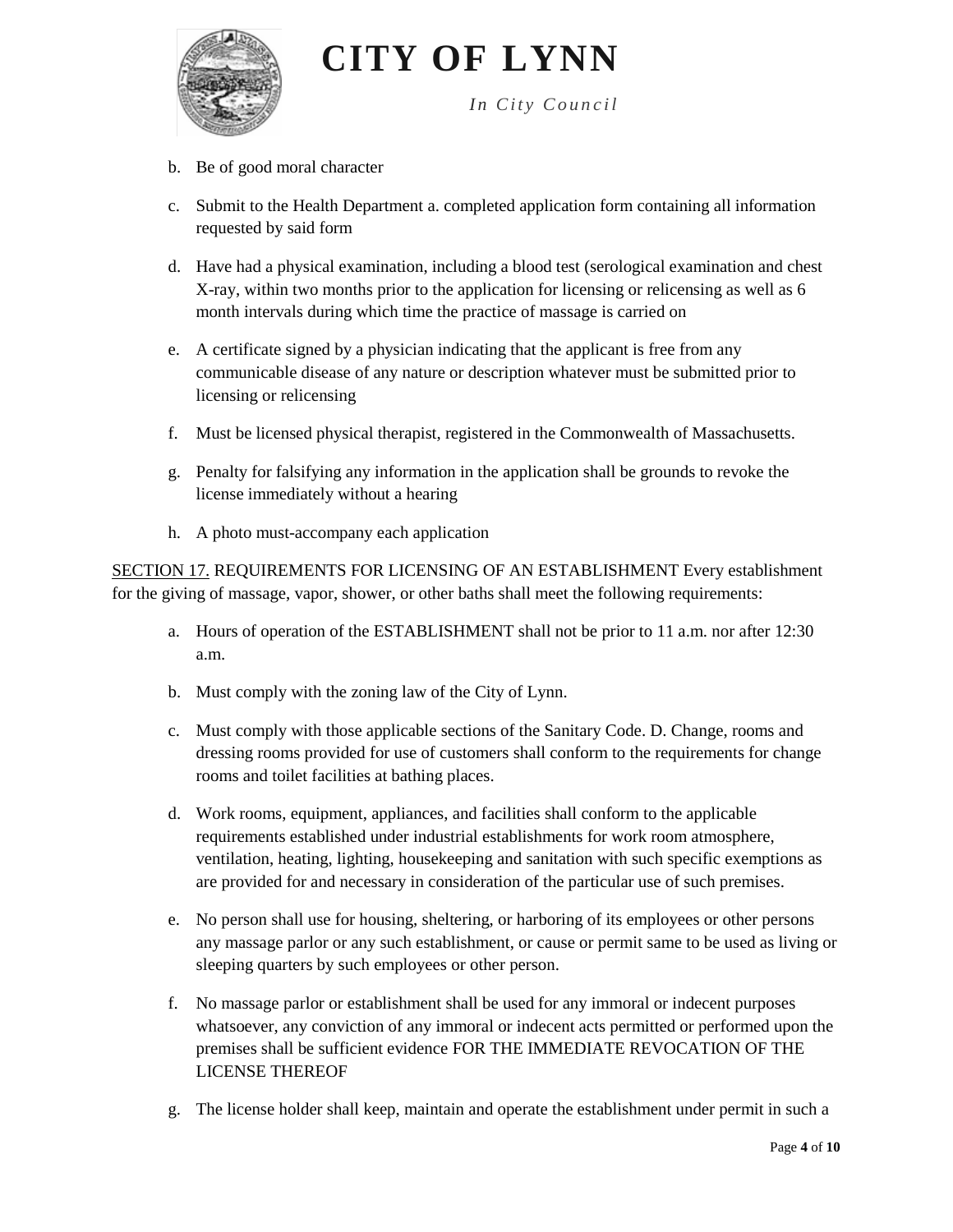b. Be of good moral character

c. Submit to the Health Department a. completed application form containing all information requested by said form

d. Have had a physical examination, including a blood test (serological examination and chest X-ray, within two months prior to the application for licensing or relicensing as well as 6 month intervals during which time the practice of massage is carried on

e. A certificate signed by a physician indicating that the applicant is free from any communicable disease of any nature or description whatever must be submitted prior to licensing or relicensing

f. Must be licensed physical therapist, registered in the Commonwealth of Massachusetts.

g. Penalty for falsifying any information in the application shall be grounds to revoke the license immediately without a hearing

h. A photo must-accompany each application

<u>SECTION 17.</u> REQUIREMENTS FOR LICENSING OF AN ESTABLISHMENT Every establishment for the giving of massage, vapor, shower, or other baths shall meet the following requirements:

a. Hours of operation of the ESTABLISHMENT shall not be prior to 11 a.m. nor after 12:30 a.m.

b. Must comply with the zoning law of the City of Lynn.

c. Must comply with those applicable sections of the Sanitary Code. D. Change, rooms and dressing rooms provided for use of customers shall conform to the requirements for change rooms and toilet facilities at bathing places.

d. Work rooms, equipment, appliances, and facilities shall conform to the applicable requirements established under industrial establishments for work room atmosphere, ventilation, heating, lighting, housekeeping and sanitation with such specific exemptions as are provided for and necessary in consideration of the particular use of such premises.

e. No person shall use for housing, sheltering, or harboring of its employees or other persons any massage parlor or any such establishment, or cause or permit same to be used as living or sleeping quarters by such employees or other person.

f. No massage parlor or establishment shall be used for any immoral or indecent purposes whatsoever, any conviction of any immoral or indecent acts permitted or performed upon the premises shall be sufficient evidence FOR THE IMMEDIATE REVOCATION OF THE LICENSE THEREOF

g. The license holder shall keep, maintain and operate the establishment under permit in such a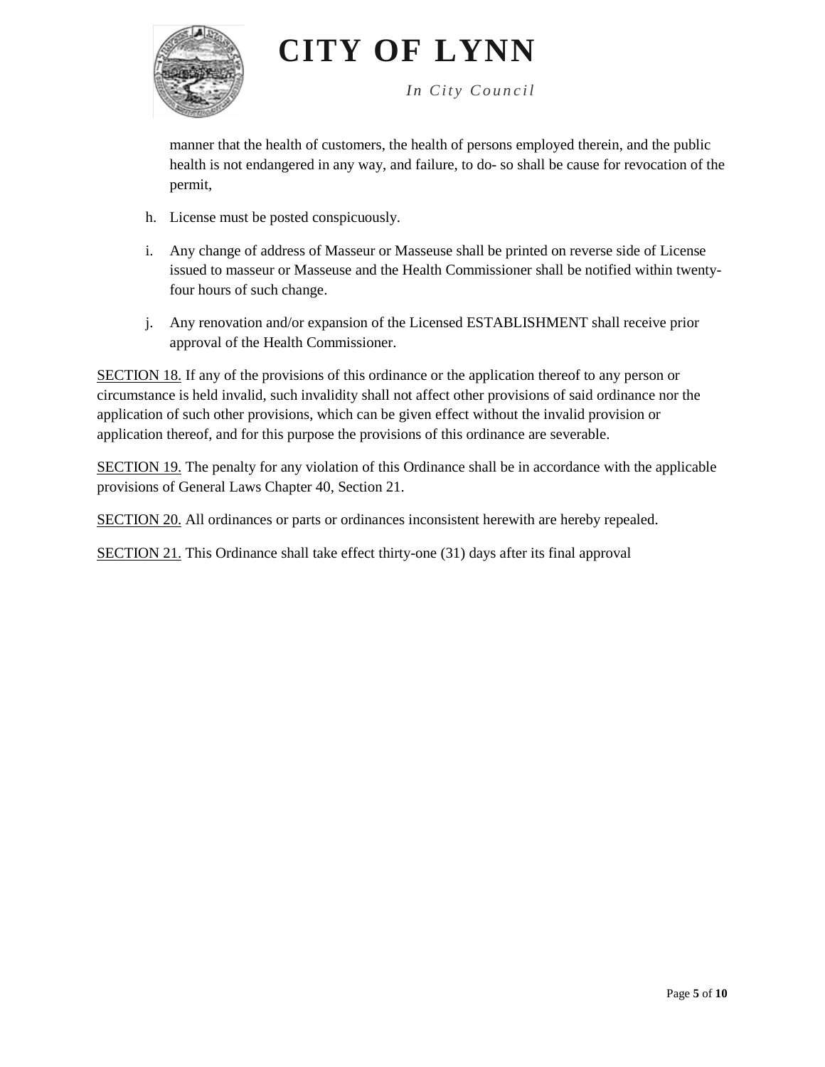manner that the health of customers, the health of persons employed therein, and the public health is not endangered in any way, and failure, to do- so shall be cause for revocation of the permit,

h. License must be posted conspicuously.

i. Any change of address of Masseur or Masseuse shall be printed on reverse side of License issued to masseur or Masseuse and the Health Commissioner shall be notified within twenty-four hours of such change.

j. Any renovation and/or expansion of the Licensed ESTABLISHMENT shall receive prior approval of the Health Commissioner.

<u>SECTION 18.</u> If any of the provisions of this ordinance or the application thereof to any person or circumstance is held invalid, such invalidity shall not affect other provisions of said ordinance nor the application of such other provisions, which can be given effect without the invalid provision or application thereof, and for this purpose the provisions of this ordinance are severable.

<u>SECTION 19.</u> The penalty for any violation of this Ordinance shall be in accordance with the applicable provisions of General Laws Chapter 40, Section 21.

<u>SECTION 20.</u> All ordinances or parts or ordinances inconsistent herewith are hereby repealed.

<u>SECTION 21.</u> This Ordinance shall take effect thirty-one (31) days after its final approval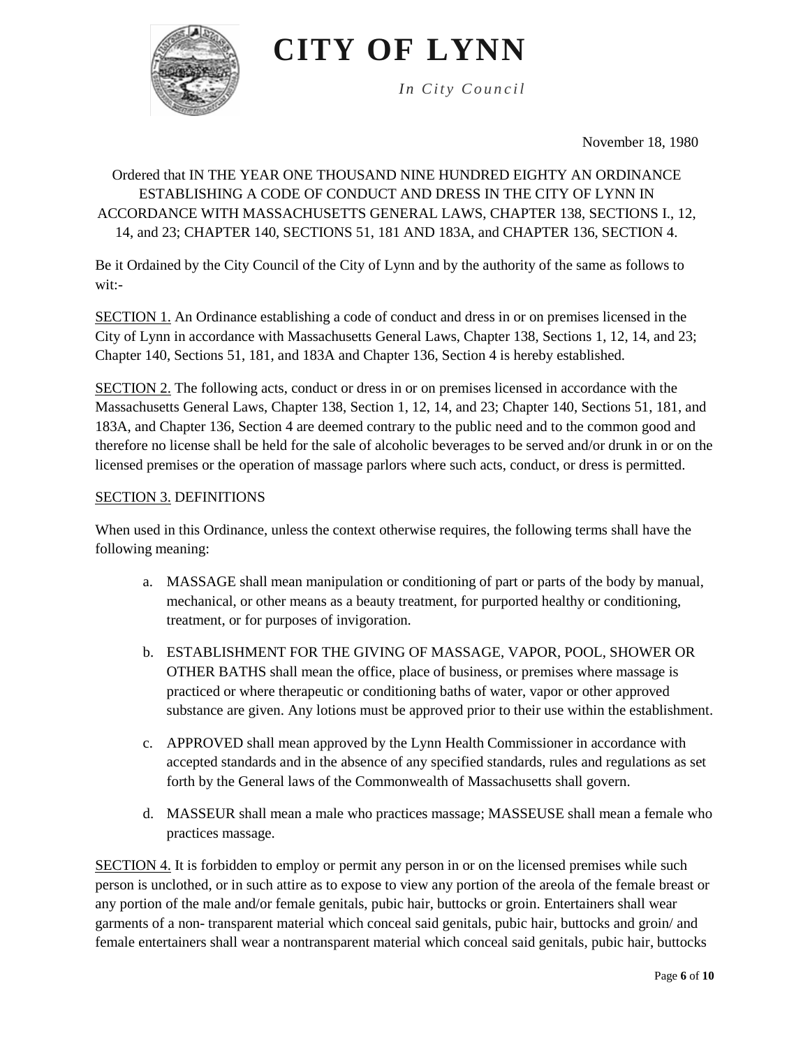# CITY OF LYNN

*In City Council*

November 18, 1980

Ordered that IN THE YEAR ONE THOUSAND NINE HUNDRED EIGHTY AN ORDINANCE ESTABLISHING A CODE OF CONDUCT AND DRESS IN THE CITY OF LYNN IN ACCORDANCE WITH MASSACHUSETTS GENERAL LAWS, CHAPTER 138, SECTIONS I., 12, 14, and 23; CHAPTER 140, SECTIONS 51, 181 AND 183A, and CHAPTER 136, SECTION 4.

Be it Ordained by the City Council of the City of Lynn and by the authority of the same as follows to wit:-

SECTION 1. An Ordinance establishing a code of conduct and dress in or on premises licensed in the City of Lynn in accordance with Massachusetts General Laws, Chapter 138, Sections 1, 12, 14, and 23; Chapter 140, Sections 51, 181, and 183A and Chapter 136, Section 4 is hereby established.

SECTION 2. The following acts, conduct or dress in or on premises licensed in accordance with the Massachusetts General Laws, Chapter 138, Section 1, 12, 14, and 23; Chapter 140, Sections 51, 181, and 183A, and Chapter 136, Section 4 are deemed contrary to the public need and to the common good and therefore no license shall be held for the sale of alcoholic beverages to be served and/or drunk in or on the licensed premises or the operation of massage parlors where such acts, conduct, or dress is permitted.

SECTION 3. DEFINITIONS

When used in this Ordinance, unless the context otherwise requires, the following terms shall have the following meaning:

a. MASSAGE shall mean manipulation or conditioning of part or parts of the body by manual, mechanical, or other means as a beauty treatment, for purported healthy or conditioning, treatment, or for purposes of invigoration.

b. ESTABLISHMENT FOR THE GIVING OF MASSAGE, VAPOR, POOL, SHOWER OR OTHER BATHS shall mean the office, place of business, or premises where massage is practiced or where therapeutic or conditioning baths of water, vapor or other approved substance are given. Any lotions must be approved prior to their use within the establishment.

c. APPROVED shall mean approved by the Lynn Health Commissioner in accordance with accepted standards and in the absence of any specified standards, rules and regulations as set forth by the General laws of the Commonwealth of Massachusetts shall govern.

d. MASSEUR shall mean a male who practices massage; MASSEUSE shall mean a female who practices massage.

SECTION 4. It is forbidden to employ or permit any person in or on the licensed premises while such person is unclothed, or in such attire as to expose to view any portion of the areola of the female breast or any portion of the male and/or female genitals, pubic hair, buttocks or groin. Entertainers shall wear garments of a non- transparent material which conceal said genitals, pubic hair, buttocks and groin/ and female entertainers shall wear a nontransparent material which conceal said genitals, pubic hair, buttocks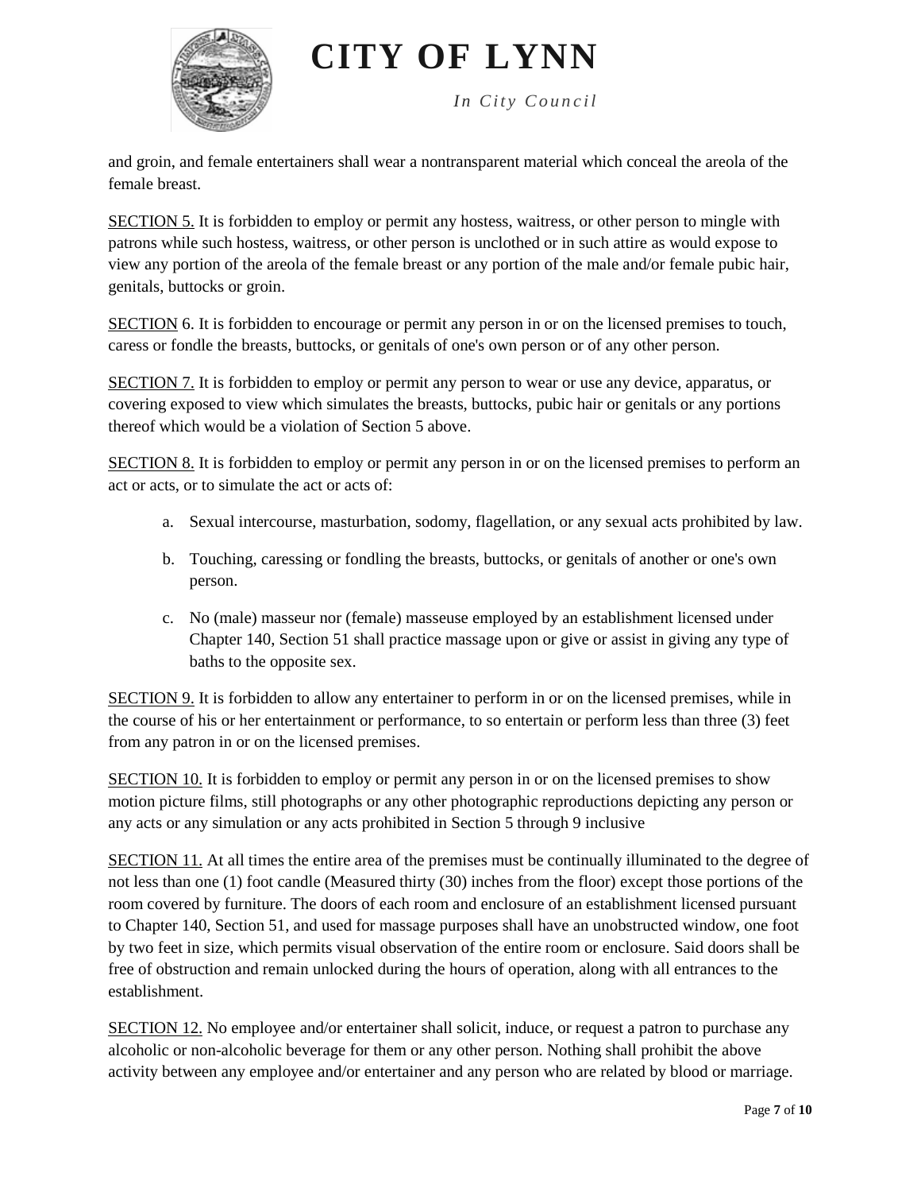and groin, and female entertainers shall wear a nontransparent material which conceal the areola of the female breast.

SECTION 5. It is forbidden to employ or permit any hostess, waitress, or other person to mingle with patrons while such hostess, waitress, or other person is unclothed or in such attire as would expose to view any portion of the areola of the female breast or any portion of the male and/or female pubic hair, genitals, buttocks or groin.

SECTION 6. It is forbidden to encourage or permit any person in or on the licensed premises to touch, caress or fondle the breasts, buttocks, or genitals of one's own person or of any other person.

SECTION 7. It is forbidden to employ or permit any person to wear or use any device, apparatus, or covering exposed to view which simulates the breasts, buttocks, pubic hair or genitals or any portions thereof which would be a violation of Section 5 above.

SECTION 8. It is forbidden to employ or permit any person in or on the licensed premises to perform an act or acts, or to simulate the act or acts of:

a. Sexual intercourse, masturbation, sodomy, flagellation, or any sexual acts prohibited by law.

b. Touching, caressing or fondling the breasts, buttocks, or genitals of another or one's own person.

c. No (male) masseur nor (female) masseuse employed by an establishment licensed under Chapter 140, Section 51 shall practice massage upon or give or assist in giving any type of baths to the opposite sex.

SECTION 9. It is forbidden to allow any entertainer to perform in or on the licensed premises, while in the course of his or her entertainment or performance, to so entertain or perform less than three (3) feet from any patron in or on the licensed premises.

SECTION 10. It is forbidden to employ or permit any person in or on the licensed premises to show motion picture films, still photographs or any other photographic reproductions depicting any person or any acts or any simulation or any acts prohibited in Section 5 through 9 inclusive

SECTION 11. At all times the entire area of the premises must be continually illuminated to the degree of not less than one (1) foot candle (Measured thirty (30) inches from the floor) except those portions of the room covered by furniture. The doors of each room and enclosure of an establishment licensed pursuant to Chapter 140, Section 51, and used for massage purposes shall have an unobstructed window, one foot by two feet in size, which permits visual observation of the entire room or enclosure. Said doors shall be free of obstruction and remain unlocked during the hours of operation, along with all entrances to the establishment.

SECTION 12. No employee and/or entertainer shall solicit, induce, or request a patron to purchase any alcoholic or non-alcoholic beverage for them or any other person. Nothing shall prohibit the above activity between any employee and/or entertainer and any person who are related by blood or marriage.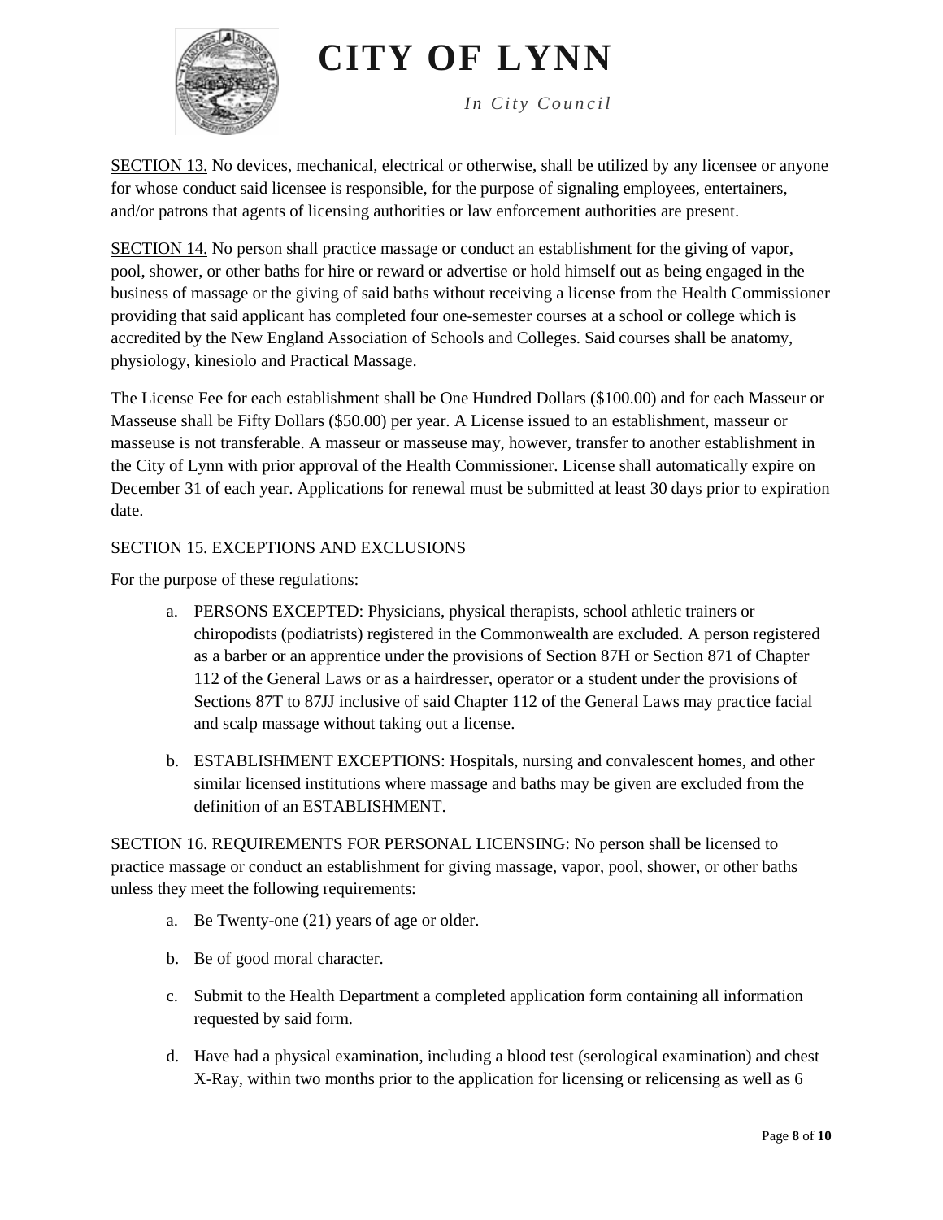SECTION 13. No devices, mechanical, electrical or otherwise, shall be utilized by any licensee or anyone for whose conduct said licensee is responsible, for the purpose of signaling employees, entertainers, and/or patrons that agents of licensing authorities or law enforcement authorities are present.

SECTION 14. No person shall practice massage or conduct an establishment for the giving of vapor, pool, shower, or other baths for hire or reward or advertise or hold himself out as being engaged in the business of massage or the giving of said baths without receiving a license from the Health Commissioner providing that said applicant has completed four one-semester courses at a school or college which is accredited by the New England Association of Schools and Colleges. Said courses shall be anatomy, physiology, kinesiolo and Practical Massage.

The License Fee for each establishment shall be One Hundred Dollars ($100.00) and for each Masseur or Masseuse shall be Fifty Dollars ($50.00) per year. A License issued to an establishment, masseur or masseuse is not transferable. A masseur or masseuse may, however, transfer to another establishment in the City of Lynn with prior approval of the Health Commissioner. License shall automatically expire on December 31 of each year. Applications for renewal must be submitted at least 30 days prior to expiration date.

SECTION 15. EXCEPTIONS AND EXCLUSIONS

For the purpose of these regulations:

a. PERSONS EXCEPTED: Physicians, physical therapists, school athletic trainers or chiropodists (podiatrists) registered in the Commonwealth are excluded. A person registered as a barber or an apprentice under the provisions of Section 87H or Section 871 of Chapter 112 of the General Laws or as a hairdresser, operator or a student under the provisions of Sections 87T to 87JJ inclusive of said Chapter 112 of the General Laws may practice facial and scalp massage without taking out a license.

b. ESTABLISHMENT EXCEPTIONS: Hospitals, nursing and convalescent homes, and other similar licensed institutions where massage and baths may be given are excluded from the definition of an ESTABLISHMENT.

SECTION 16. REQUIREMENTS FOR PERSONAL LICENSING: No person shall be licensed to practice massage or conduct an establishment for giving massage, vapor, pool, shower, or other baths unless they meet the following requirements:

a. Be Twenty-one (21) years of age or older.

b. Be of good moral character.

c. Submit to the Health Department a completed application form containing all information requested by said form.

d. Have had a physical examination, including a blood test (serological examination) and chest X-Ray, within two months prior to the application for licensing or relicensing as well as 6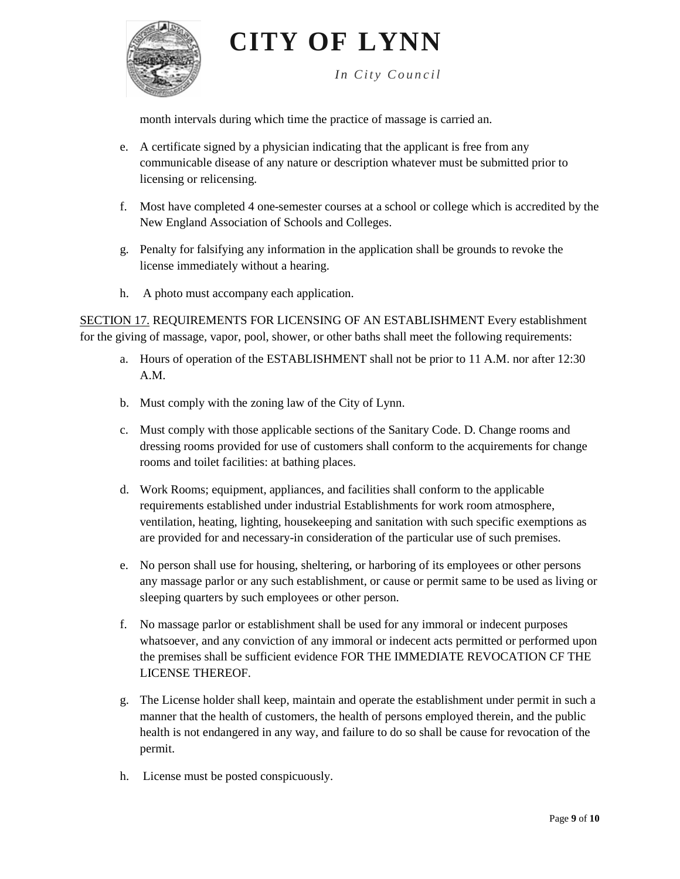month intervals during which time the practice of massage is carried an.

e. A certificate signed by a physician indicating that the applicant is free from any communicable disease of any nature or description whatever must be submitted prior to licensing or relicensing.

f. Most have completed 4 one-semester courses at a school or college which is accredited by the New England Association of Schools and Colleges.

g. Penalty for falsifying any information in the application shall be grounds to revoke the license immediately without a hearing.

h. A photo must accompany each application.

<u>SECTION 17.</u> REQUIREMENTS FOR LICENSING OF AN ESTABLISHMENT Every establishment for the giving of massage, vapor, pool, shower, or other baths shall meet the following requirements:

a. Hours of operation of the ESTABLISHMENT shall not be prior to 11 A.M. nor after 12:30 A.M.

b. Must comply with the zoning law of the City of Lynn.

c. Must comply with those applicable sections of the Sanitary Code. D. Change rooms and dressing rooms provided for use of customers shall conform to the acquirements for change rooms and toilet facilities: at bathing places.

d. Work Rooms; equipment, appliances, and facilities shall conform to the applicable requirements established under industrial Establishments for work room atmosphere, ventilation, heating, lighting, housekeeping and sanitation with such specific exemptions as are provided for and necessary-in consideration of the particular use of such premises.

e. No person shall use for housing, sheltering, or harboring of its employees or other persons any massage parlor or any such establishment, or cause or permit same to be used as living or sleeping quarters by such employees or other person.

f. No massage parlor or establishment shall be used for any immoral or indecent purposes whatsoever, and any conviction of any immoral or indecent acts permitted or performed upon the premises shall be sufficient evidence FOR THE IMMEDIATE REVOCATION CF THE LICENSE THEREOF.

g. The License holder shall keep, maintain and operate the establishment under permit in such a manner that the health of customers, the health of persons employed therein, and the public health is not endangered in any way, and failure to do so shall be cause for revocation of the permit.

h. License must be posted conspicuously.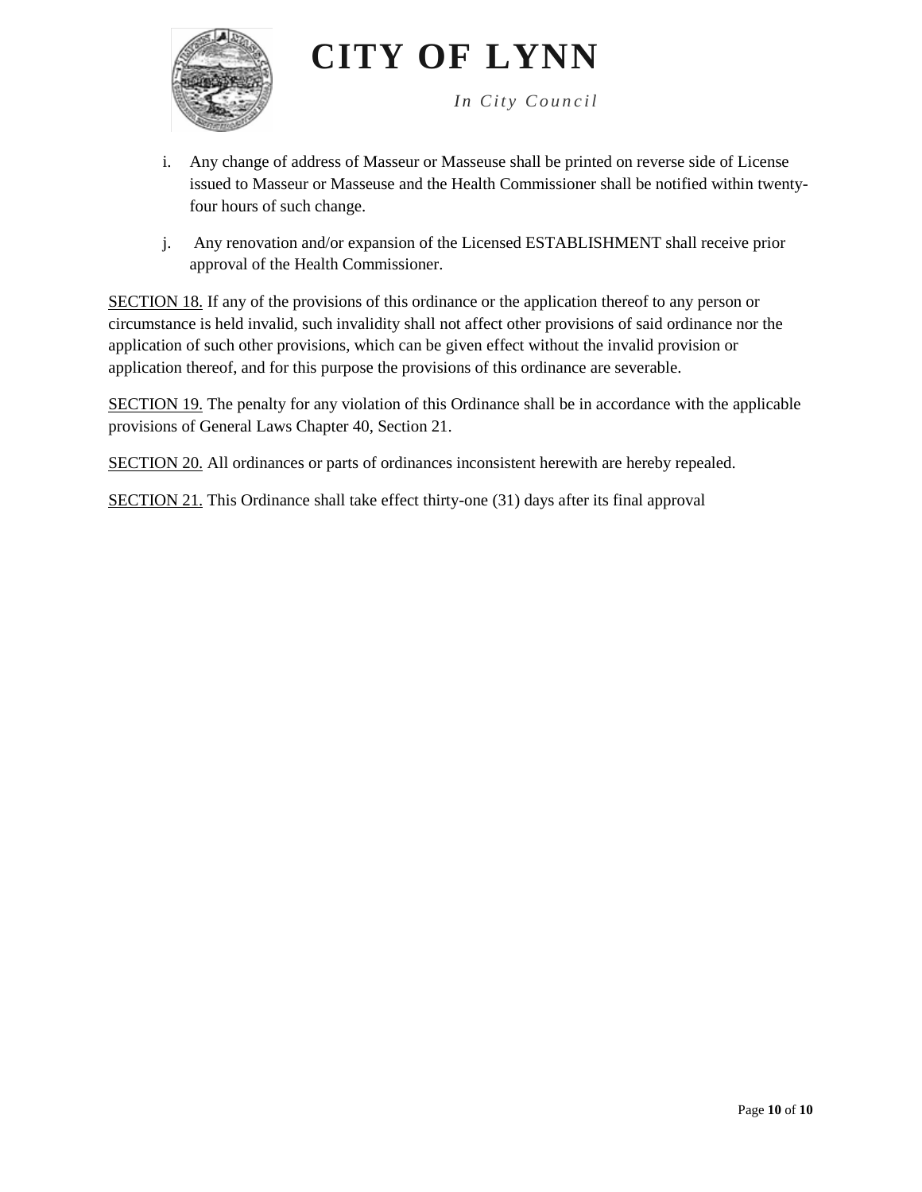i. Any change of address of Masseur or Masseuse shall be printed on reverse side of License issued to Masseur or Masseuse and the Health Commissioner shall be notified within twenty-four hours of such change.

j. Any renovation and/or expansion of the Licensed ESTABLISHMENT shall receive prior approval of the Health Commissioner.

<u>SECTION 18.</u> If any of the provisions of this ordinance or the application thereof to any person or circumstance is held invalid, such invalidity shall not affect other provisions of said ordinance nor the application of such other provisions, which can be given effect without the invalid provision or application thereof, and for this purpose the provisions of this ordinance are severable.

<u>SECTION 19.</u> The penalty for any violation of this Ordinance shall be in accordance with the applicable provisions of General Laws Chapter 40, Section 21.

<u>SECTION 20.</u> All ordinances or parts of ordinances inconsistent herewith are hereby repealed.

<u>SECTION 21.</u> This Ordinance shall take effect thirty-one (31) days after its final approval